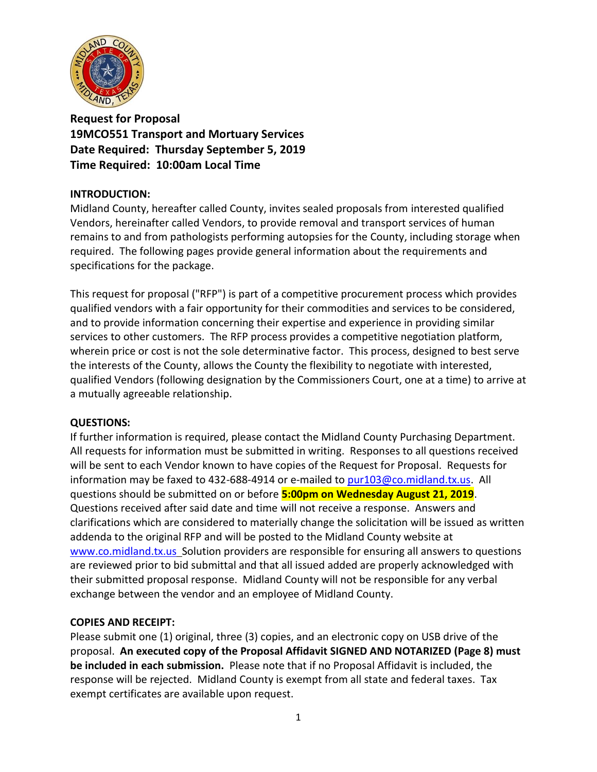**Request for Proposal**
**19MCO551 Transport and Mortuary Services**
**Date Required: Thursday September 5, 2019**
**Time Required: 10:00am Local Time**

**INTRODUCTION:**

Midland County, hereafter called County, invites sealed proposals from interested qualified Vendors, hereinafter called Vendors, to provide removal and transport services of human remains to and from pathologists performing autopsies for the County, including storage when required. The following pages provide general information about the requirements and specifications for the package.

This request for proposal ("RFP") is part of a competitive procurement process which provides qualified vendors with a fair opportunity for their commodities and services to be considered, and to provide information concerning their expertise and experience in providing similar services to other customers. The RFP process provides a competitive negotiation platform, wherein price or cost is not the sole determinative factor. This process, designed to best serve the interests of the County, allows the County the flexibility to negotiate with interested, qualified Vendors (following designation by the Commissioners Court, one at a time) to arrive at a mutually agreeable relationship.

**QUESTIONS:**

If further information is required, please contact the Midland County Purchasing Department. All requests for information must be submitted in writing. Responses to all questions received will be sent to each Vendor known to have copies of the Request for Proposal. Requests for information may be faxed to 432-688-4914 or e-mailed to pur103@co.midland.tx.us. All questions should be submitted on or before **5:00pm on Wednesday August 21, 2019**. Questions received after said date and time will not receive a response. Answers and clarifications which are considered to materially change the solicitation will be issued as written addenda to the original RFP and will be posted to the Midland County website at www.co.midland.tx.us Solution providers are responsible for ensuring all answers to questions are reviewed prior to bid submittal and that all issued added are properly acknowledged with their submitted proposal response. Midland County will not be responsible for any verbal exchange between the vendor and an employee of Midland County.

**COPIES AND RECEIPT:**

Please submit one (1) original, three (3) copies, and an electronic copy on USB drive of the proposal. **An executed copy of the Proposal Affidavit SIGNED AND NOTARIZED (Page 8) must be included in each submission.** Please note that if no Proposal Affidavit is included, the response will be rejected. Midland County is exempt from all state and federal taxes. Tax exempt certificates are available upon request.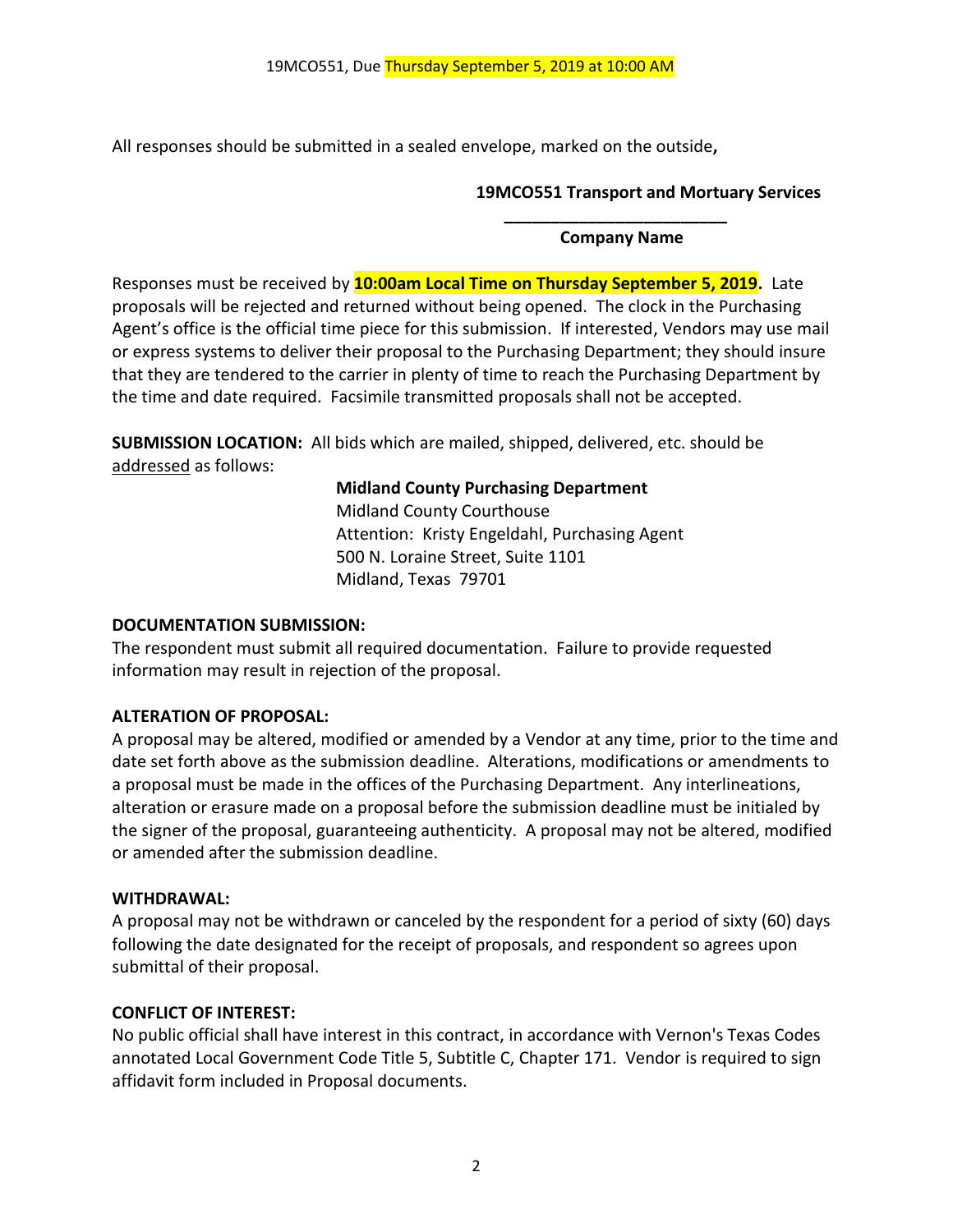19MCO551, Due Thursday September 5, 2019 at 10:00 AM

All responses should be submitted in a sealed envelope, marked on the outside**,**

**19MCO551 Transport and Mortuary Services**

**\_\_\_\_\_\_\_\_\_\_\_\_\_\_\_\_\_\_\_\_\_\_\_\_\_**

**Company Name**

Responses must be received by **10:00am Local Time on Thursday September 5, 2019.** Late proposals will be rejected and returned without being opened. The clock in the Purchasing Agent's office is the official time piece for this submission. If interested, Vendors may use mail or express systems to deliver their proposal to the Purchasing Department; they should insure that they are tendered to the carrier in plenty of time to reach the Purchasing Department by the time and date required. Facsimile transmitted proposals shall not be accepted.

**SUBMISSION LOCATION:** All bids which are mailed, shipped, delivered, etc. should be addressed as follows:

**Midland County Purchasing Department**
Midland County Courthouse
Attention: Kristy Engeldahl, Purchasing Agent
500 N. Loraine Street, Suite 1101
Midland, Texas 79701

**DOCUMENTATION SUBMISSION:**
The respondent must submit all required documentation. Failure to provide requested information may result in rejection of the proposal.

**ALTERATION OF PROPOSAL:**
A proposal may be altered, modified or amended by a Vendor at any time, prior to the time and date set forth above as the submission deadline. Alterations, modifications or amendments to a proposal must be made in the offices of the Purchasing Department. Any interlineations, alteration or erasure made on a proposal before the submission deadline must be initialed by the signer of the proposal, guaranteeing authenticity. A proposal may not be altered, modified or amended after the submission deadline.

**WITHDRAWAL:**
A proposal may not be withdrawn or canceled by the respondent for a period of sixty (60) days following the date designated for the receipt of proposals, and respondent so agrees upon submittal of their proposal.

**CONFLICT OF INTEREST:**
No public official shall have interest in this contract, in accordance with Vernon's Texas Codes annotated Local Government Code Title 5, Subtitle C, Chapter 171. Vendor is required to sign affidavit form included in Proposal documents.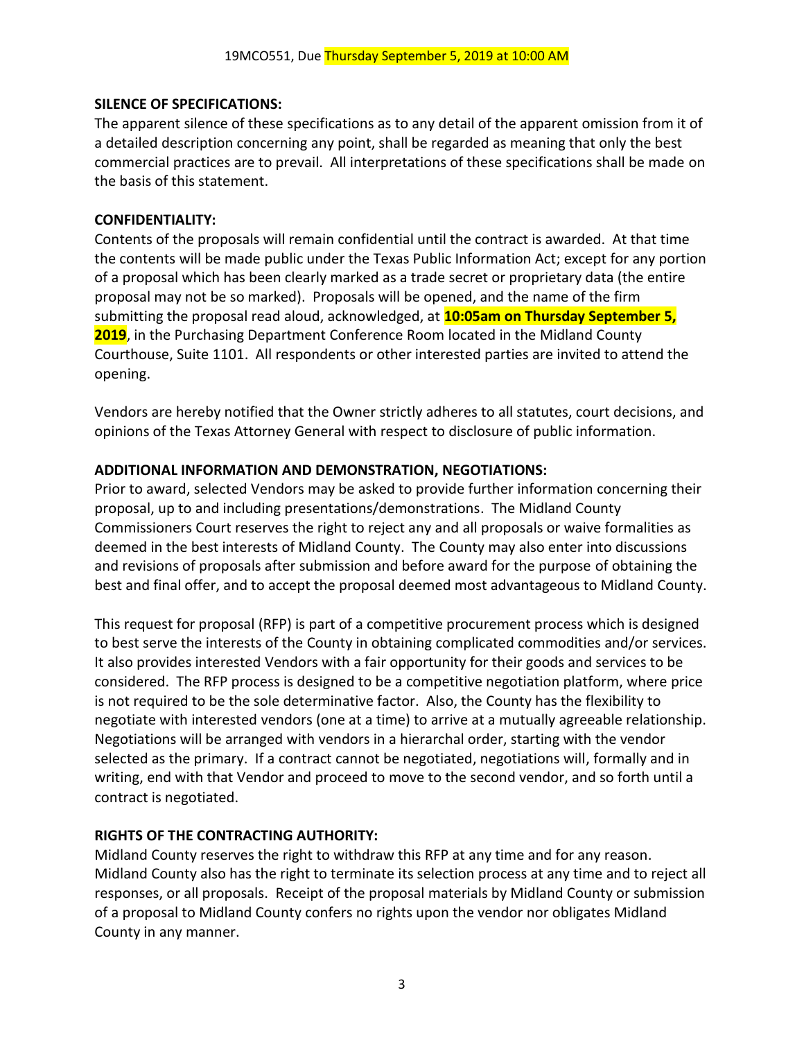**SILENCE OF SPECIFICATIONS:**

The apparent silence of these specifications as to any detail of the apparent omission from it of a detailed description concerning any point, shall be regarded as meaning that only the best commercial practices are to prevail. All interpretations of these specifications shall be made on the basis of this statement.

**CONFIDENTIALITY:**

Contents of the proposals will remain confidential until the contract is awarded. At that time the contents will be made public under the Texas Public Information Act; except for any portion of a proposal which has been clearly marked as a trade secret or proprietary data (the entire proposal may not be so marked). Proposals will be opened, and the name of the firm submitting the proposal read aloud, acknowledged, at **10:05am on Thursday September 5, 2019**, in the Purchasing Department Conference Room located in the Midland County Courthouse, Suite 1101. All respondents or other interested parties are invited to attend the opening.

Vendors are hereby notified that the Owner strictly adheres to all statutes, court decisions, and opinions of the Texas Attorney General with respect to disclosure of public information.

**ADDITIONAL INFORMATION AND DEMONSTRATION, NEGOTIATIONS:**

Prior to award, selected Vendors may be asked to provide further information concerning their proposal, up to and including presentations/demonstrations. The Midland County Commissioners Court reserves the right to reject any and all proposals or waive formalities as deemed in the best interests of Midland County. The County may also enter into discussions and revisions of proposals after submission and before award for the purpose of obtaining the best and final offer, and to accept the proposal deemed most advantageous to Midland County.

This request for proposal (RFP) is part of a competitive procurement process which is designed to best serve the interests of the County in obtaining complicated commodities and/or services. It also provides interested Vendors with a fair opportunity for their goods and services to be considered. The RFP process is designed to be a competitive negotiation platform, where price is not required to be the sole determinative factor. Also, the County has the flexibility to negotiate with interested vendors (one at a time) to arrive at a mutually agreeable relationship. Negotiations will be arranged with vendors in a hierarchal order, starting with the vendor selected as the primary. If a contract cannot be negotiated, negotiations will, formally and in writing, end with that Vendor and proceed to move to the second vendor, and so forth until a contract is negotiated.

**RIGHTS OF THE CONTRACTING AUTHORITY:**

Midland County reserves the right to withdraw this RFP at any time and for any reason. Midland County also has the right to terminate its selection process at any time and to reject all responses, or all proposals. Receipt of the proposal materials by Midland County or submission of a proposal to Midland County confers no rights upon the vendor nor obligates Midland County in any manner.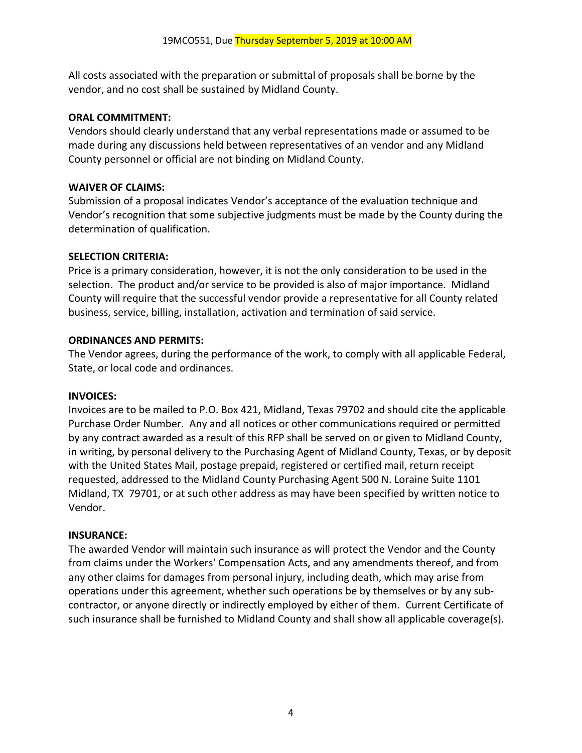All costs associated with the preparation or submittal of proposals shall be borne by the vendor, and no cost shall be sustained by Midland County.

**ORAL COMMITMENT:**
Vendors should clearly understand that any verbal representations made or assumed to be made during any discussions held between representatives of an vendor and any Midland County personnel or official are not binding on Midland County.

**WAIVER OF CLAIMS:**
Submission of a proposal indicates Vendor's acceptance of the evaluation technique and Vendor's recognition that some subjective judgments must be made by the County during the determination of qualification.

**SELECTION CRITERIA:**
Price is a primary consideration, however, it is not the only consideration to be used in the selection. The product and/or service to be provided is also of major importance. Midland County will require that the successful vendor provide a representative for all County related business, service, billing, installation, activation and termination of said service.

**ORDINANCES AND PERMITS:**
The Vendor agrees, during the performance of the work, to comply with all applicable Federal, State, or local code and ordinances.

**INVOICES:**
Invoices are to be mailed to P.O. Box 421, Midland, Texas 79702 and should cite the applicable Purchase Order Number. Any and all notices or other communications required or permitted by any contract awarded as a result of this RFP shall be served on or given to Midland County, in writing, by personal delivery to the Purchasing Agent of Midland County, Texas, or by deposit with the United States Mail, postage prepaid, registered or certified mail, return receipt requested, addressed to the Midland County Purchasing Agent 500 N. Loraine Suite 1101 Midland, TX 79701, or at such other address as may have been specified by written notice to Vendor.

**INSURANCE:**
The awarded Vendor will maintain such insurance as will protect the Vendor and the County from claims under the Workers' Compensation Acts, and any amendments thereof, and from any other claims for damages from personal injury, including death, which may arise from operations under this agreement, whether such operations be by themselves or by any sub-contractor, or anyone directly or indirectly employed by either of them. Current Certificate of such insurance shall be furnished to Midland County and shall show all applicable coverage(s).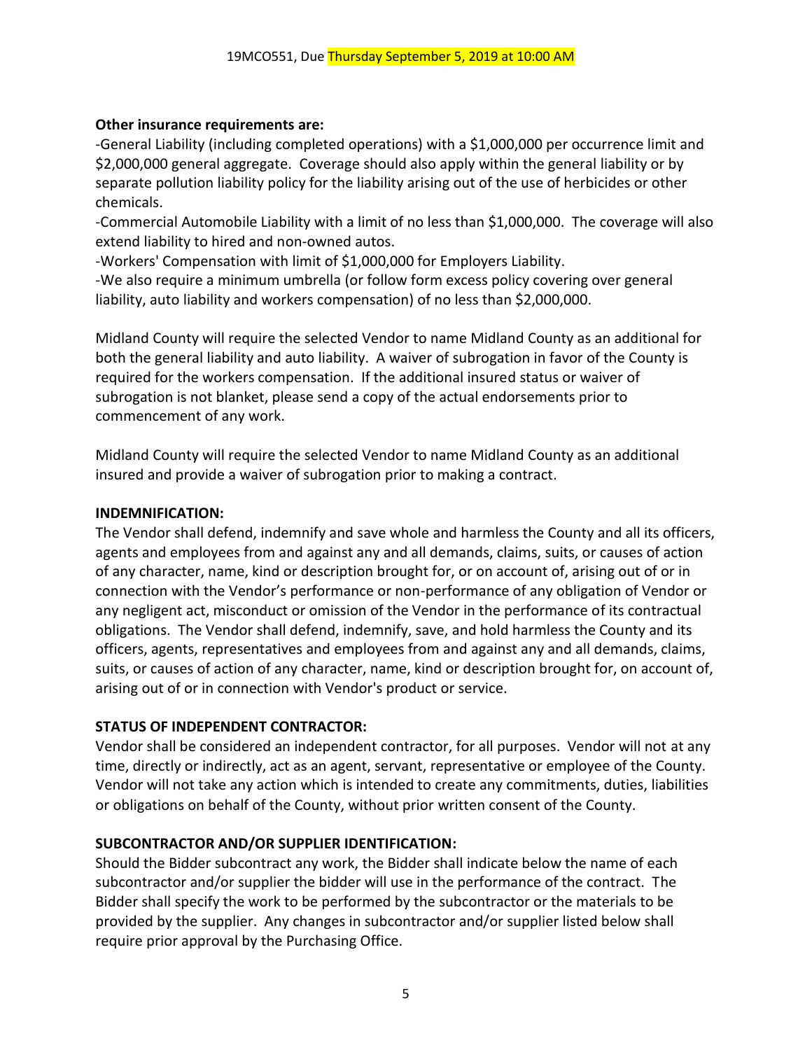**Other insurance requirements are:**

-General Liability (including completed operations) with a $1,000,000 per occurrence limit and $2,000,000 general aggregate. Coverage should also apply within the general liability or by separate pollution liability policy for the liability arising out of the use of herbicides or other chemicals.

-Commercial Automobile Liability with a limit of no less than $1,000,000. The coverage will also extend liability to hired and non-owned autos.

-Workers' Compensation with limit of $1,000,000 for Employers Liability.

-We also require a minimum umbrella (or follow form excess policy covering over general liability, auto liability and workers compensation) of no less than $2,000,000.

Midland County will require the selected Vendor to name Midland County as an additional for both the general liability and auto liability. A waiver of subrogation in favor of the County is required for the workers compensation. If the additional insured status or waiver of subrogation is not blanket, please send a copy of the actual endorsements prior to commencement of any work.

Midland County will require the selected Vendor to name Midland County as an additional insured and provide a waiver of subrogation prior to making a contract.

**INDEMNIFICATION:**

The Vendor shall defend, indemnify and save whole and harmless the County and all its officers, agents and employees from and against any and all demands, claims, suits, or causes of action of any character, name, kind or description brought for, or on account of, arising out of or in connection with the Vendor's performance or non-performance of any obligation of Vendor or any negligent act, misconduct or omission of the Vendor in the performance of its contractual obligations. The Vendor shall defend, indemnify, save, and hold harmless the County and its officers, agents, representatives and employees from and against any and all demands, claims, suits, or causes of action of any character, name, kind or description brought for, on account of, arising out of or in connection with Vendor's product or service.

**STATUS OF INDEPENDENT CONTRACTOR:**

Vendor shall be considered an independent contractor, for all purposes. Vendor will not at any time, directly or indirectly, act as an agent, servant, representative or employee of the County. Vendor will not take any action which is intended to create any commitments, duties, liabilities or obligations on behalf of the County, without prior written consent of the County.

**SUBCONTRACTOR AND/OR SUPPLIER IDENTIFICATION:**

Should the Bidder subcontract any work, the Bidder shall indicate below the name of each subcontractor and/or supplier the bidder will use in the performance of the contract. The Bidder shall specify the work to be performed by the subcontractor or the materials to be provided by the supplier. Any changes in subcontractor and/or supplier listed below shall require prior approval by the Purchasing Office.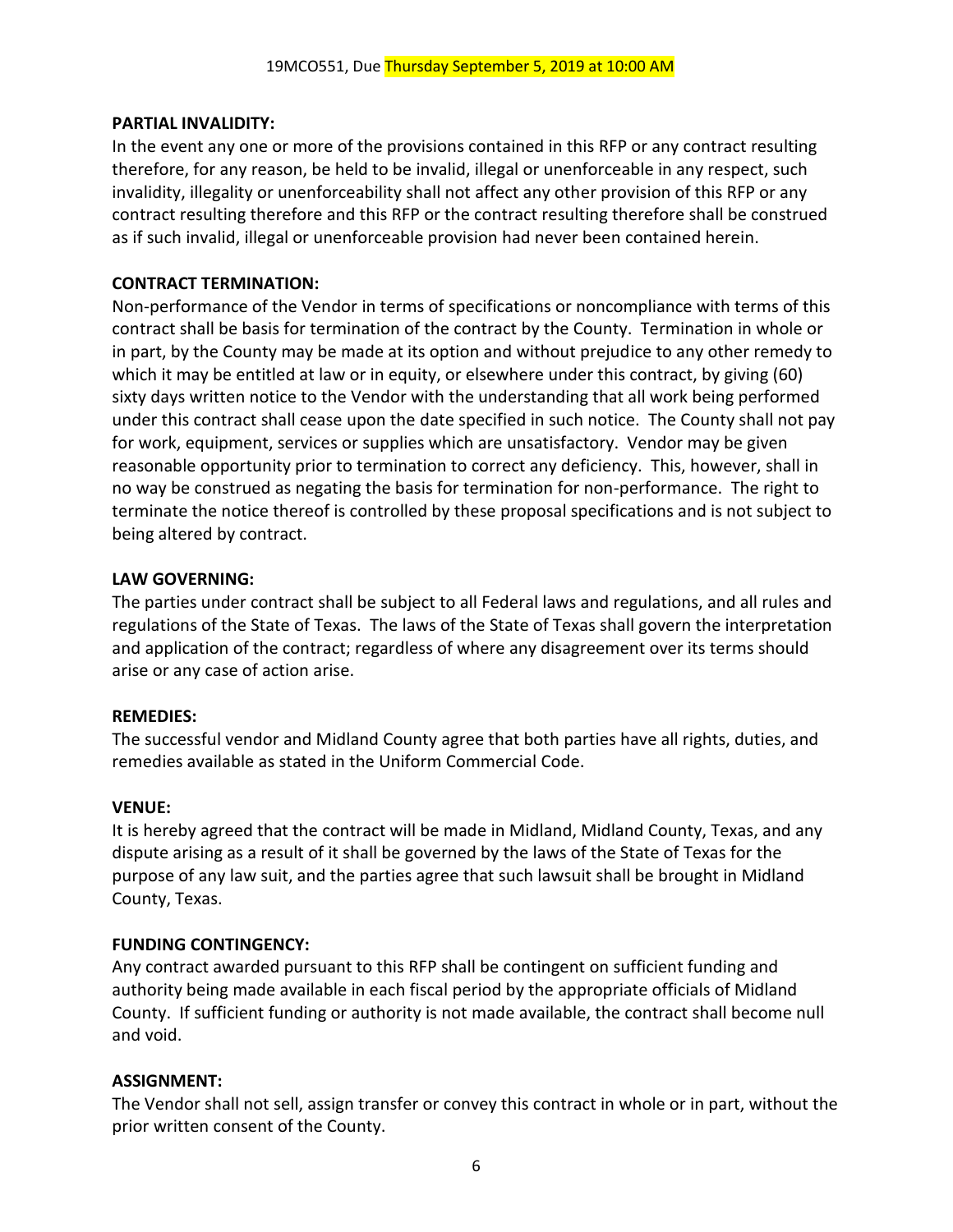**PARTIAL INVALIDITY:**

In the event any one or more of the provisions contained in this RFP or any contract resulting therefore, for any reason, be held to be invalid, illegal or unenforceable in any respect, such invalidity, illegality or unenforceability shall not affect any other provision of this RFP or any contract resulting therefore and this RFP or the contract resulting therefore shall be construed as if such invalid, illegal or unenforceable provision had never been contained herein.

**CONTRACT TERMINATION:**

Non-performance of the Vendor in terms of specifications or noncompliance with terms of this contract shall be basis for termination of the contract by the County. Termination in whole or in part, by the County may be made at its option and without prejudice to any other remedy to which it may be entitled at law or in equity, or elsewhere under this contract, by giving (60) sixty days written notice to the Vendor with the understanding that all work being performed under this contract shall cease upon the date specified in such notice. The County shall not pay for work, equipment, services or supplies which are unsatisfactory. Vendor may be given reasonable opportunity prior to termination to correct any deficiency. This, however, shall in no way be construed as negating the basis for termination for non-performance. The right to terminate the notice thereof is controlled by these proposal specifications and is not subject to being altered by contract.

**LAW GOVERNING:**

The parties under contract shall be subject to all Federal laws and regulations, and all rules and regulations of the State of Texas. The laws of the State of Texas shall govern the interpretation and application of the contract; regardless of where any disagreement over its terms should arise or any case of action arise.

**REMEDIES:**

The successful vendor and Midland County agree that both parties have all rights, duties, and remedies available as stated in the Uniform Commercial Code.

**VENUE:**

It is hereby agreed that the contract will be made in Midland, Midland County, Texas, and any dispute arising as a result of it shall be governed by the laws of the State of Texas for the purpose of any law suit, and the parties agree that such lawsuit shall be brought in Midland County, Texas.

**FUNDING CONTINGENCY:**

Any contract awarded pursuant to this RFP shall be contingent on sufficient funding and authority being made available in each fiscal period by the appropriate officials of Midland County. If sufficient funding or authority is not made available, the contract shall become null and void.

**ASSIGNMENT:**

The Vendor shall not sell, assign transfer or convey this contract in whole or in part, without the prior written consent of the County.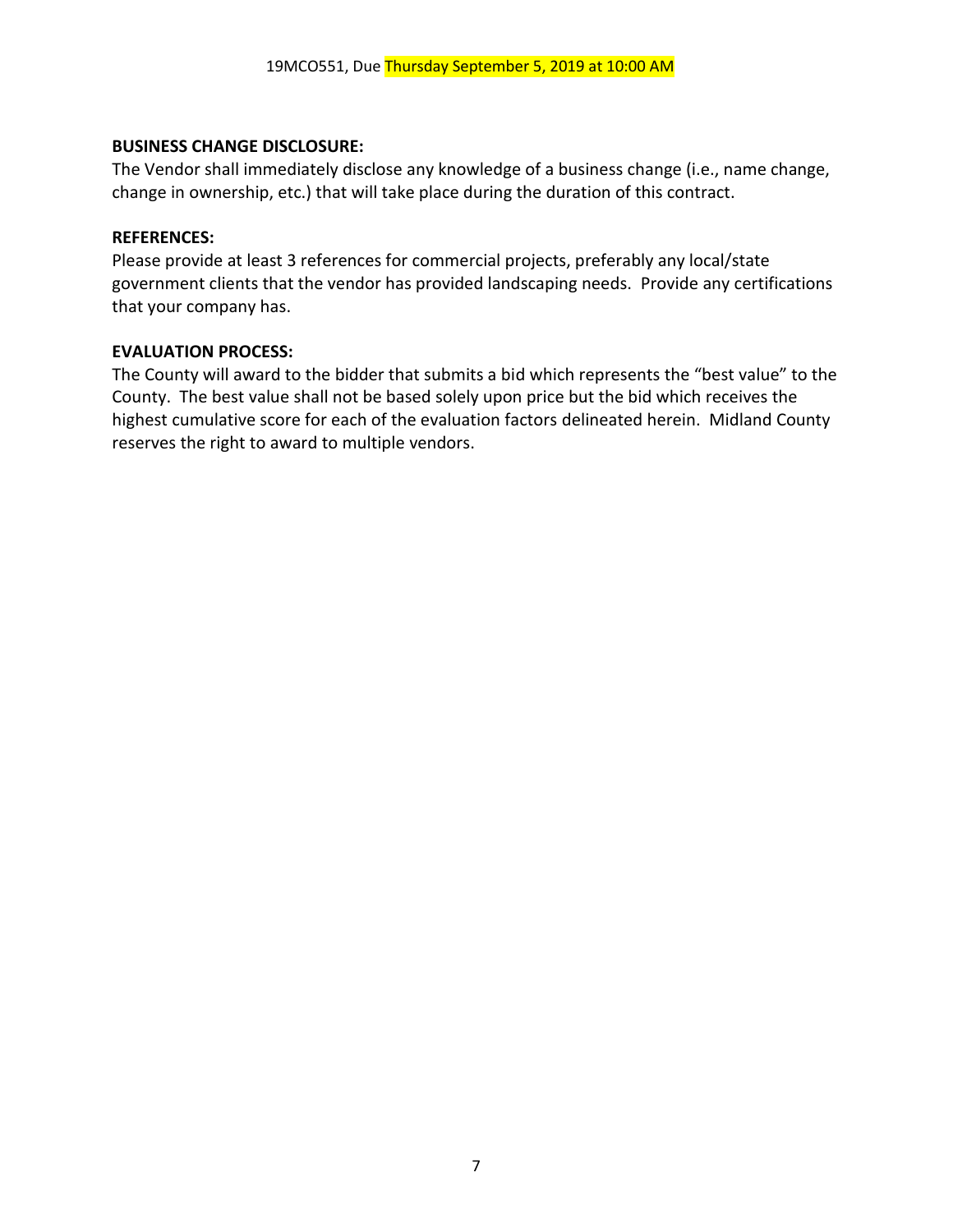**BUSINESS CHANGE DISCLOSURE:**

The Vendor shall immediately disclose any knowledge of a business change (i.e., name change, change in ownership, etc.) that will take place during the duration of this contract.

**REFERENCES:**

Please provide at least 3 references for commercial projects, preferably any local/state government clients that the vendor has provided landscaping needs. Provide any certifications that your company has.

**EVALUATION PROCESS:**

The County will award to the bidder that submits a bid which represents the "best value" to the County. The best value shall not be based solely upon price but the bid which receives the highest cumulative score for each of the evaluation factors delineated herein. Midland County reserves the right to award to multiple vendors.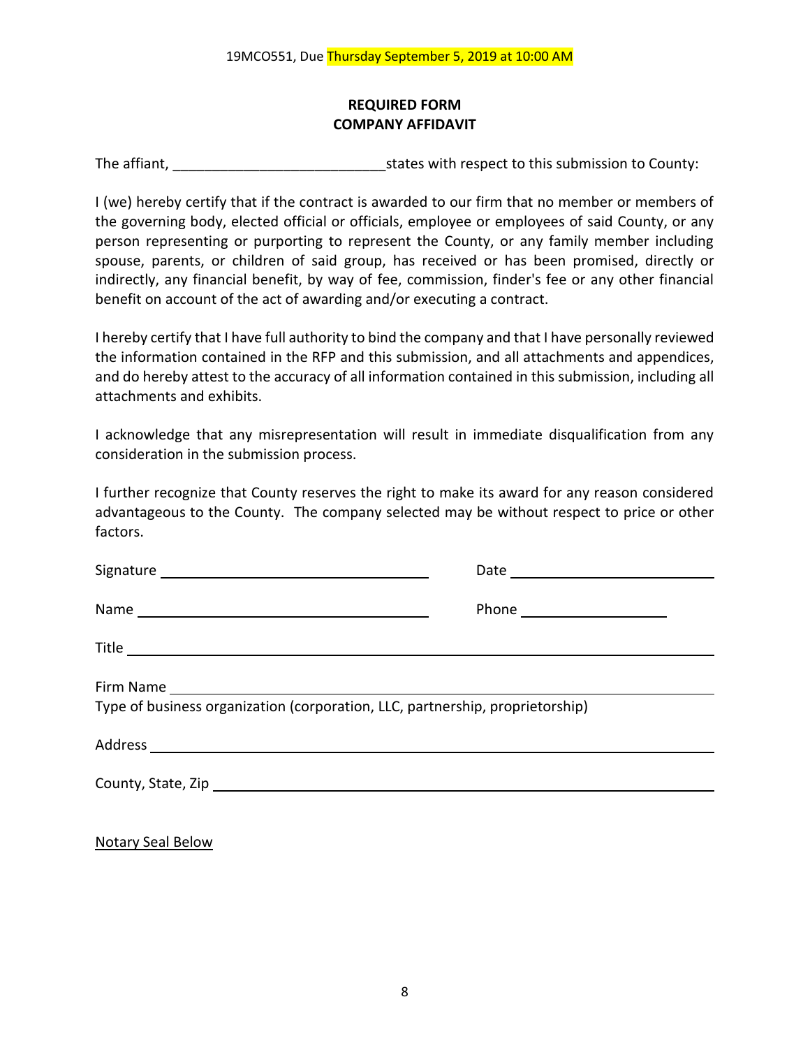19MCO551, Due Thursday September 5, 2019 at 10:00 AM

**REQUIRED FORM**
**COMPANY AFFIDAVIT**

The affiant, ___________________________ states with respect to this submission to County:

I (we) hereby certify that if the contract is awarded to our firm that no member or members of the governing body, elected official or officials, employee or employees of said County, or any person representing or purporting to represent the County, or any family member including spouse, parents, or children of said group, has received or has been promised, directly or indirectly, any financial benefit, by way of fee, commission, finder's fee or any other financial benefit on account of the act of awarding and/or executing a contract.

I hereby certify that I have full authority to bind the company and that I have personally reviewed the information contained in the RFP and this submission, and all attachments and appendices, and do hereby attest to the accuracy of all information contained in this submission, including all attachments and exhibits.

I acknowledge that any misrepresentation will result in immediate disqualification from any consideration in the submission process.

I further recognize that County reserves the right to make its award for any reason considered advantageous to the County. The company selected may be without respect to price or other factors.

Signature ___________________________ Date ___________________________

Name ___________________________ Phone ___________________________

Title ___________________________

Firm Name ___________________________

Type of business organization (corporation, LLC, partnership, proprietorship)

Address ___________________________

County, State, Zip ___________________________

Notary Seal Below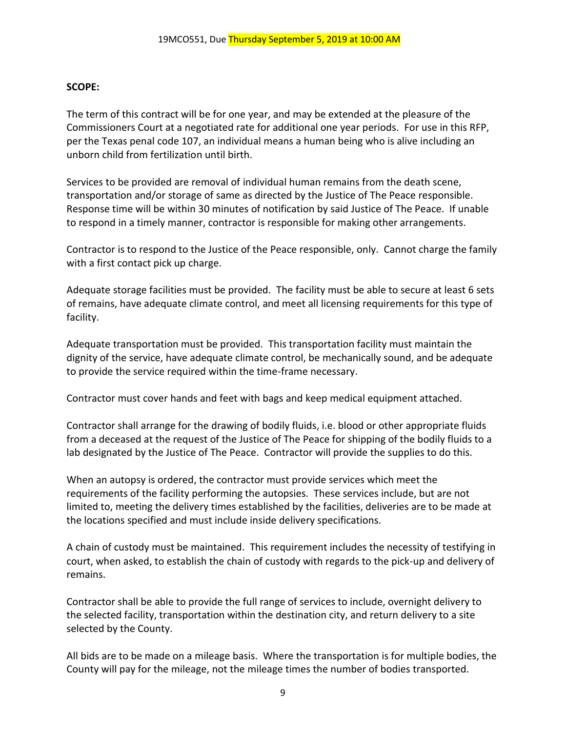**SCOPE:**

The term of this contract will be for one year, and may be extended at the pleasure of the Commissioners Court at a negotiated rate for additional one year periods. For use in this RFP, per the Texas penal code 107, an individual means a human being who is alive including an unborn child from fertilization until birth.

Services to be provided are removal of individual human remains from the death scene, transportation and/or storage of same as directed by the Justice of The Peace responsible. Response time will be within 30 minutes of notification by said Justice of The Peace. If unable to respond in a timely manner, contractor is responsible for making other arrangements.

Contractor is to respond to the Justice of the Peace responsible, only. Cannot charge the family with a first contact pick up charge.

Adequate storage facilities must be provided. The facility must be able to secure at least 6 sets of remains, have adequate climate control, and meet all licensing requirements for this type of facility.

Adequate transportation must be provided. This transportation facility must maintain the dignity of the service, have adequate climate control, be mechanically sound, and be adequate to provide the service required within the time-frame necessary.

Contractor must cover hands and feet with bags and keep medical equipment attached.

Contractor shall arrange for the drawing of bodily fluids, i.e. blood or other appropriate fluids from a deceased at the request of the Justice of The Peace for shipping of the bodily fluids to a lab designated by the Justice of The Peace. Contractor will provide the supplies to do this.

When an autopsy is ordered, the contractor must provide services which meet the requirements of the facility performing the autopsies. These services include, but are not limited to, meeting the delivery times established by the facilities, deliveries are to be made at the locations specified and must include inside delivery specifications.

A chain of custody must be maintained. This requirement includes the necessity of testifying in court, when asked, to establish the chain of custody with regards to the pick-up and delivery of remains.

Contractor shall be able to provide the full range of services to include, overnight delivery to the selected facility, transportation within the destination city, and return delivery to a site selected by the County.

All bids are to be made on a mileage basis. Where the transportation is for multiple bodies, the County will pay for the mileage, not the mileage times the number of bodies transported.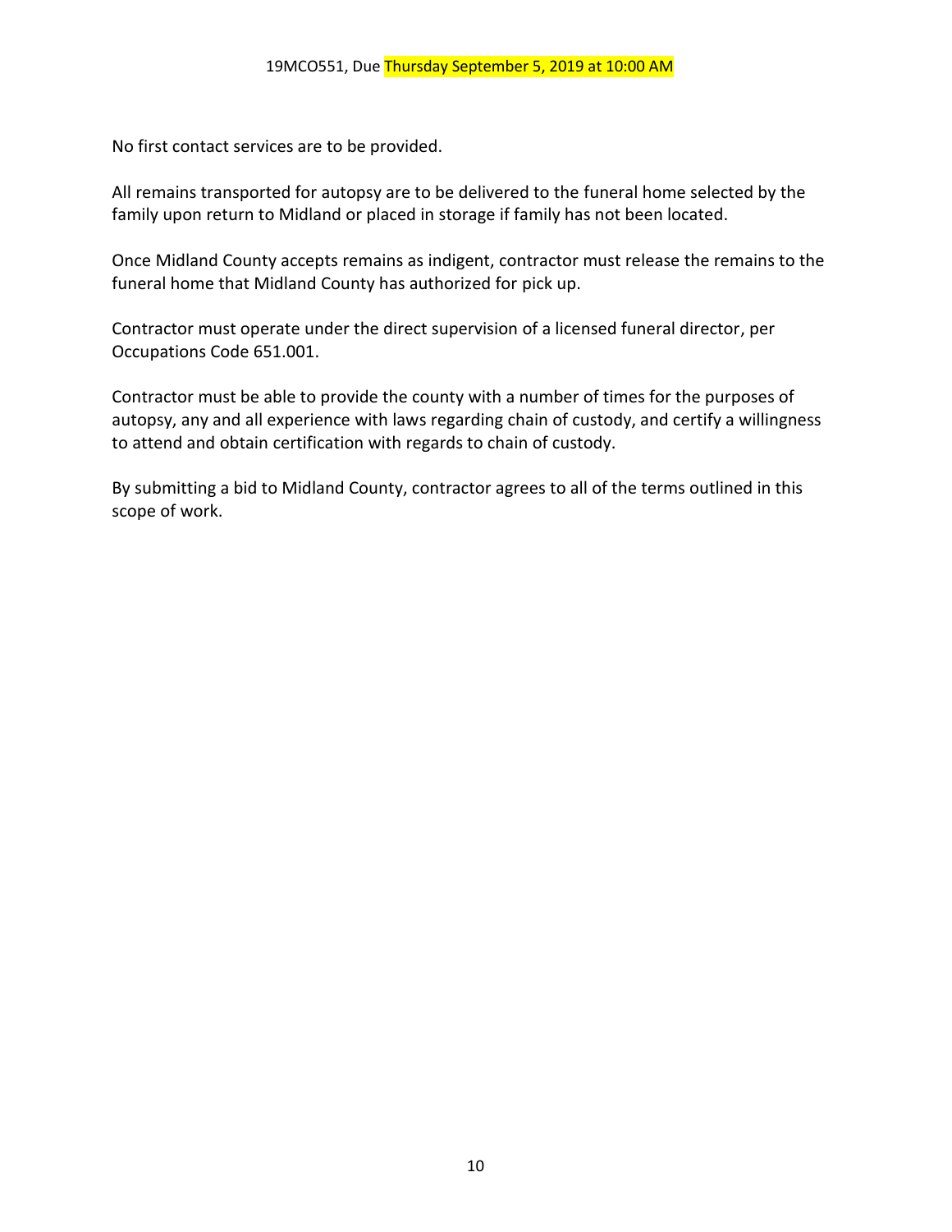No first contact services are to be provided.

All remains transported for autopsy are to be delivered to the funeral home selected by the family upon return to Midland or placed in storage if family has not been located.

Once Midland County accepts remains as indigent, contractor must release the remains to the funeral home that Midland County has authorized for pick up.

Contractor must operate under the direct supervision of a licensed funeral director, per Occupations Code 651.001.

Contractor must be able to provide the county with a number of times for the purposes of autopsy, any and all experience with laws regarding chain of custody, and certify a willingness to attend and obtain certification with regards to chain of custody.

By submitting a bid to Midland County, contractor agrees to all of the terms outlined in this scope of work.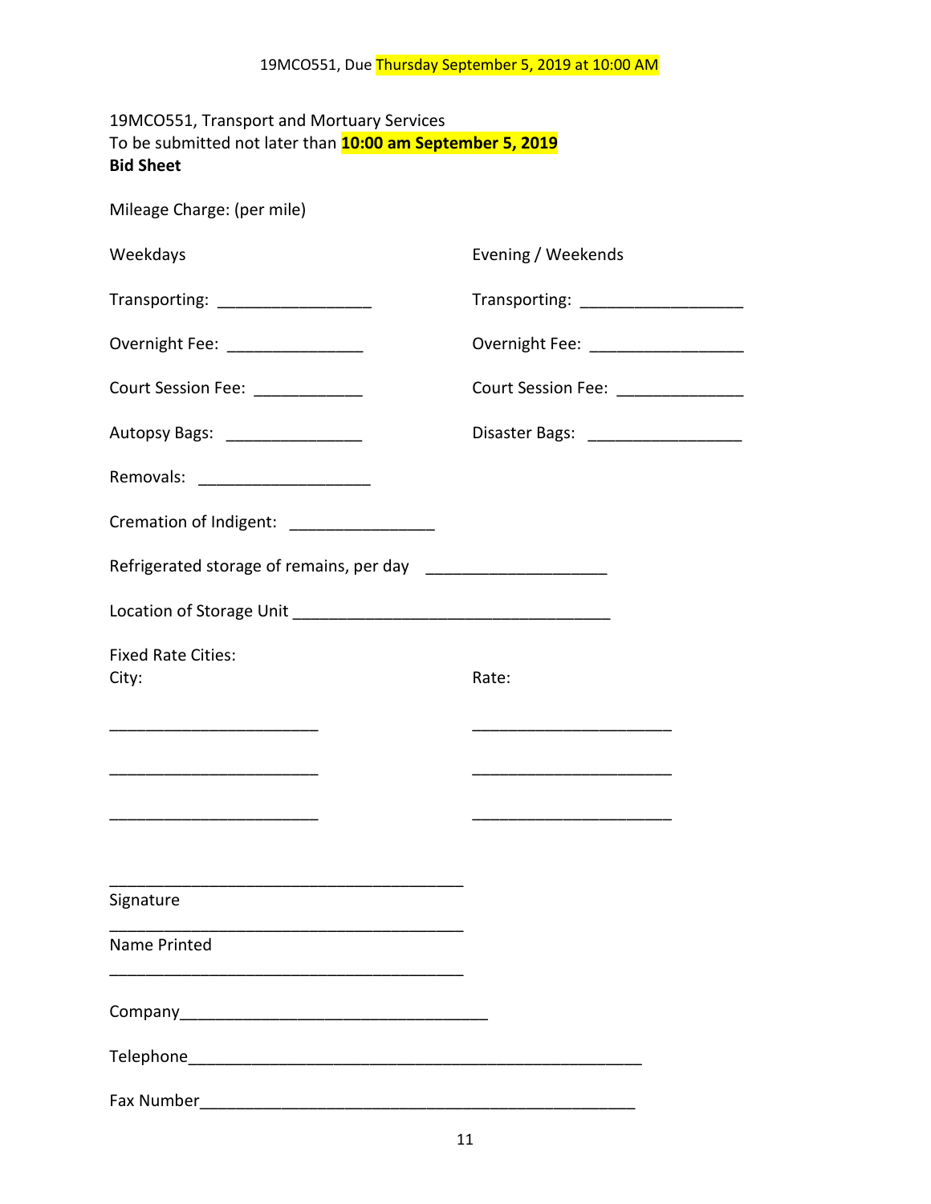19MCO551, Transport and Mortuary Services
To be submitted not later than **10:00 am September 5, 2019**
**Bid Sheet**

Mileage Charge: (per mile)

| Weekdays | Evening / Weekends |
|---|---|
| Transporting: ________________ | Transporting: _________________ |
| Overnight Fee: ______________ | Overnight Fee: ________________ |
| Court Session Fee: ___________ | Court Session Fee: _____________ |
| Autopsy Bags: ______________ | Disaster Bags: ________________ |

Removals: __________________

Cremation of Indigent: _______________

Refrigerated storage of remains, per day __________________

Location of Storage Unit ___________________________________

Fixed Rate Cities:

| City: | Rate: |
|---|---|
| ______________________ | ______________________ |
| ______________________ | ______________________ |
| ______________________ | ______________________ |

_______________________________________
Signature

_______________________________________
Name Printed

_______________________________________

Company_________________________________

Telephone__________________________________________________

Fax Number_______________________________________________